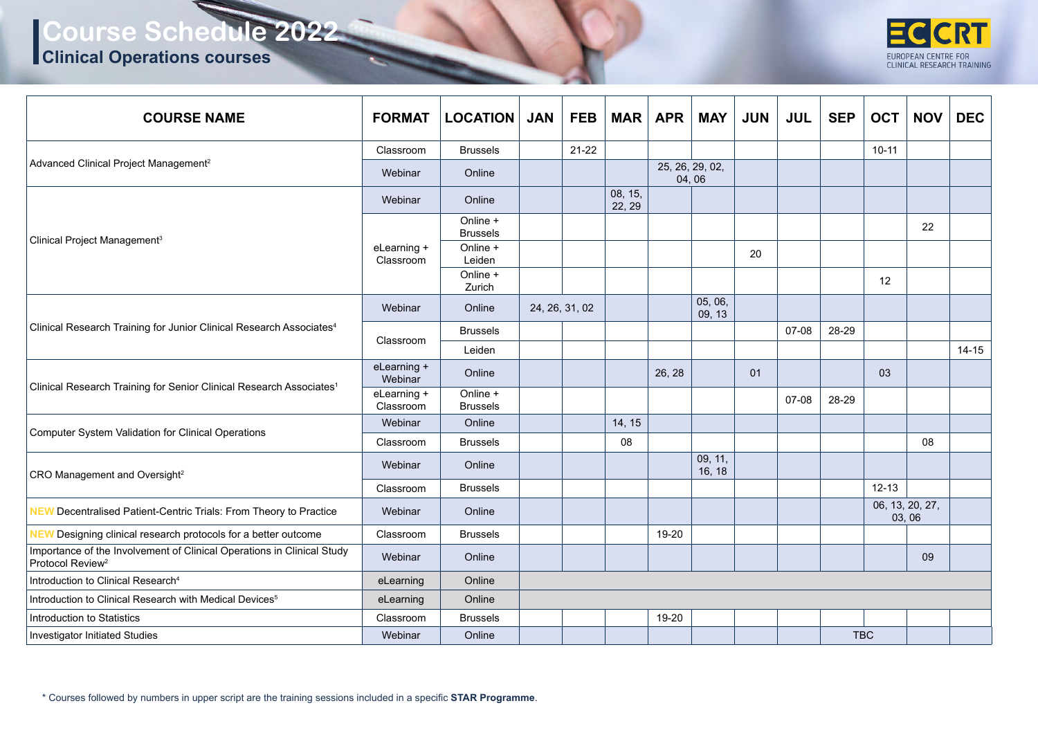# Course Schedule 2022

## Clinical Operations courses

EUROPEAN CENTRE FOR CLINICAL RESEARCH TRAINING

| COURSE NAME | FORMAT | LOCATION | JAN | FEB | MAR | APR | MAY | JUN | JUL | SEP | OCT | NOV | DEC |
|---|---|---|---|---|---|---|---|---|---|---|---|---|---|
| Advanced Clinical Project Management[2] | Classroom | Brussels | | 21-22 | | | | | | | 10-11 | | |
| | Webinar | Online | | | | 25, 26, 29, 02, 04, 06 | | | | | | | |
| Clinical Project Management[3] | Webinar | Online | | | 08, 15, 22, 29 | | | | | | | | |
| | eLearning + Classroom | Online + Brussels | | | | | | | | | | 22 | |
| | | Online + Leiden | | | | | | 20 | | | | | |
| | | Online + Zurich | | | | | | | | | 12 | | |
| Clinical Research Training for Junior Clinical Research Associates[4] | Webinar | Online | 24, 26, 31, 02 | | | | 05, 06, 09, 13 | | | | | | |
| | Classroom | Brussels | | | | | | | 07-08 | 28-29 | | | |
| | | Leiden | | | | | | | | | | | 14-15 |
| Clinical Research Training for Senior Clinical Research Associates[1] | eLearning + Webinar | Online | | | | 26, 28 | | 01 | | | 03 | | |
| | eLearning + Classroom | Online + Brussels | | | | | | | 07-08 | 28-29 | | | |
| Computer System Validation for Clinical Operations | Webinar | Online | | | 14, 15 | | | | | | | | |
| | Classroom | Brussels | | | 08 | | | | | | | 08 | |
| CRO Management and Oversight[2] | Webinar | Online | | | | | 09, 11, 16, 18 | | | | | | |
| | Classroom | Brussels | | | | | | | | | 12-13 | | |
| NEW Decentralised Patient-Centric Trials: From Theory to Practice | Webinar | Online | | | | | | | | | 06, 13, 20, 27, 03, 06 | | |
| NEW Designing clinical research protocols for a better outcome | Classroom | Brussels | | | | 19-20 | | | | | | | |
| Importance of the Involvement of Clinical Operations in Clinical Study Protocol Review[2] | Webinar | Online | | | | | | | | | | 09 | |
| Introduction to Clinical Research[4] | eLearning | Online | | | | | | | | | | | |
| Introduction to Clinical Research with Medical Devices[5] | eLearning | Online | | | | | | | | | | | |
| Introduction to Statistics | Classroom | Brussels | | | | 19-20 | | | | | | | |
| Investigator Initiated Studies | Webinar | Online | | | | | | | | TBC | | | |

\* Courses followed by numbers in upper script are the training sessions included in a specific **STAR Programme**.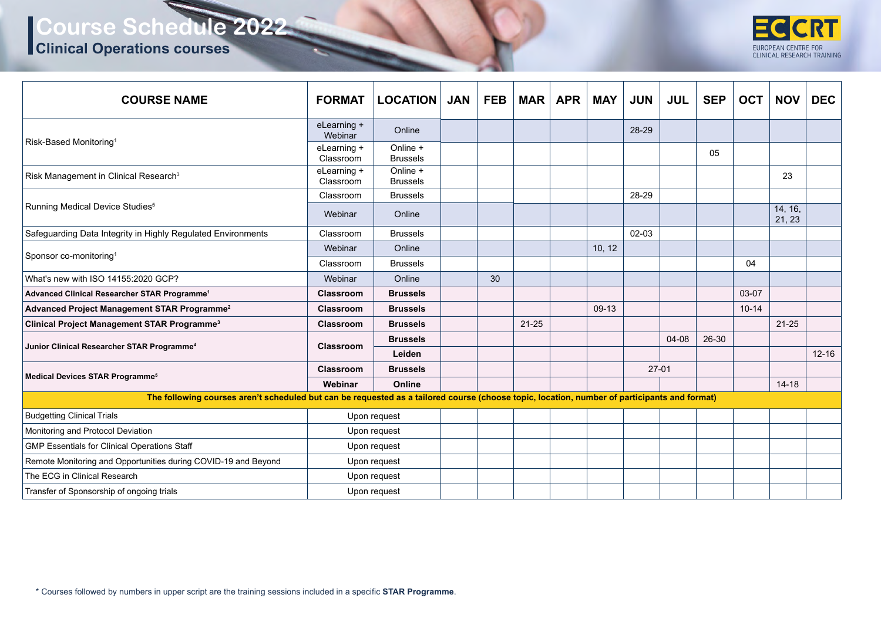# Course Schedule 2022

## Clinical Operations courses

| COURSE NAME | FORMAT | LOCATION | JAN | FEB | MAR | APR | MAY | JUN | JUL | SEP | OCT | NOV | DEC |
|---|---|---|---|---|---|---|---|---|---|---|---|---|---|
| Risk-Based Monitoring[1] | eLearning + Webinar | Online | | | | | | 28-29 | | | | | |
| | eLearning + Classroom | Online + Brussels | | | | | | | | 05 | | | |
| Risk Management in Clinical Research[3] | eLearning + Classroom | Online + Brussels | | | | | | | | | | 23 | |
| Running Medical Device Studies[5] | Classroom | Brussels | | | | | | 28-29 | | | | | |
| | Webinar | Online | | | | | | | | | | 14, 16, 21, 23 | |
| Safeguarding Data Integrity in Highly Regulated Environments | Classroom | Brussels | | | | | | 02-03 | | | | | |
| Sponsor co-monitoring[1] | Webinar | Online | | | | | 10, 12 | | | | | | |
| | Classroom | Brussels | | | | | | | | | 04 | | |
| What's new with ISO 14155:2020 GCP? | Webinar | Online | | 30 | | | | | | | | | |
| **Advanced Clinical Researcher STAR Programme[1]** | **Classroom** | **Brussels** | | | | | | | | | 03-07 | | |
| **Advanced Project Management STAR Programme[2]** | **Classroom** | **Brussels** | | | | | 09-13 | | | | 10-14 | | |
| **Clinical Project Management STAR Programme[3]** | **Classroom** | **Brussels** | | | 21-25 | | | | | | | 21-25 | |
| **Junior Clinical Researcher STAR Programme[4]** | **Classroom** | **Brussels** | | | | | | | 04-08 | 26-30 | | | |
| | | **Leiden** | | | | | | | | | | | 12-16 |
| **Medical Devices STAR Programme[5]** | **Classroom** | **Brussels** | | | | | | 27-01 | | | | | |
| | **Webinar** | **Online** | | | | | | | | | | 14-18 | |
| **The following courses aren't scheduled but can be requested as a tailored course (choose topic, location, number of participants and format)** | | | | | | | | | | | | | |
| Budgetting Clinical Trials | Upon request | | | | | | | | | | | | |
| Monitoring and Protocol Deviation | Upon request | | | | | | | | | | | | |
| GMP Essentials for Clinical Operations Staff | Upon request | | | | | | | | | | | | |
| Remote Monitoring and Opportunities during COVID-19 and Beyond | Upon request | | | | | | | | | | | | |
| The ECG in Clinical Research | Upon request | | | | | | | | | | | | |
| Transfer of Sponsorship of ongoing trials | Upon request | | | | | | | | | | | | |

\* Courses followed by numbers in upper script are the training sessions included in a specific **STAR Programme**.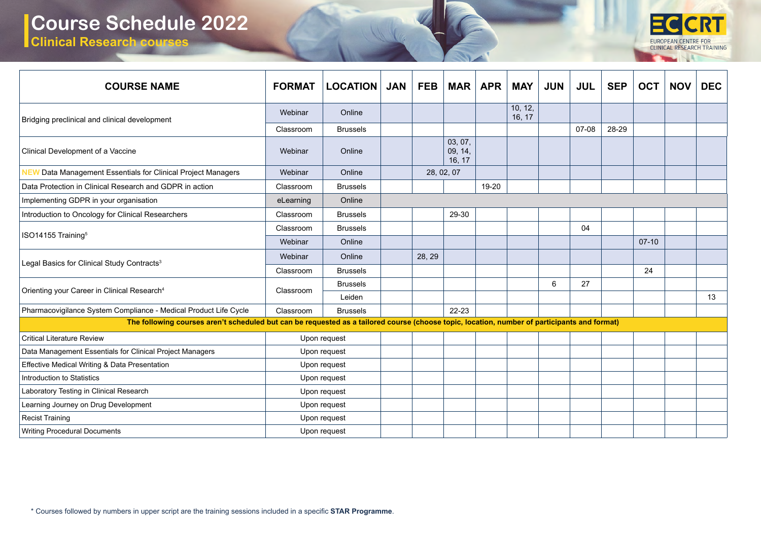# Course Schedule 2022

## Clinical Research courses

EUROPEAN CENTRE FOR CLINICAL RESEARCH TRAINING

| COURSE NAME | FORMAT | LOCATION | JAN | FEB | MAR | APR | MAY | JUN | JUL | SEP | OCT | NOV | DEC |
|---|---|---|---|---|---|---|---|---|---|---|---|---|---|
| Bridging preclinical and clinical development | Webinar | Online | | | | | 10, 12, 16, 17 | | | | | | |
| | Classroom | Brussels | | | | | | | 07-08 | 28-29 | | | |
| Clinical Development of a Vaccine | Webinar | Online | | | 03, 07, 09, 14, 16, 17 | | | | | | | | |
| NEW Data Management Essentials for Clinical Project Managers | Webinar | Online | | 28, 02, 07 | | | | | | | | | |
| Data Protection in Clinical Research and GDPR in action | Classroom | Brussels | | | | 19-20 | | | | | | | |
| Implementing GDPR in your organisation | eLearning | Online | | | | | | | | | | | |
| Introduction to Oncology for Clinical Researchers | Classroom | Brussels | | | 29-30 | | | | | | | | |
| ISO14155 Training[5] | Classroom | Brussels | | | | | | | 04 | | | | |
| | Webinar | Online | | | | | | | | | 07-10 | | |
| Legal Basics for Clinical Study Contracts[3] | Webinar | Online | | 28, 29 | | | | | | | | | |
| | Classroom | Brussels | | | | | | | | | 24 | | |
| Orienting your Career in Clinical Research[4] | Classroom | Brussels | | | | | | 6 | 27 | | | | |
| | | Leiden | | | | | | | | | | | 13 |
| Pharmacovigilance System Compliance - Medical Product Life Cycle | Classroom | Brussels | | | 22-23 | | | | | | | | |
| **The following courses aren't scheduled but can be requested as a tailored course (choose topic, location, number of participants and format)** | | | | | | | | | | | | | |
| Critical Literature Review | Upon request | | | | | | | | | | | | |
| Data Management Essentials for Clinical Project Managers | Upon request | | | | | | | | | | | | |
| Effective Medical Writing & Data Presentation | Upon request | | | | | | | | | | | | |
| Introduction to Statistics | Upon request | | | | | | | | | | | | |
| Laboratory Testing in Clinical Research | Upon request | | | | | | | | | | | | |
| Learning Journey on Drug Development | Upon request | | | | | | | | | | | | |
| Recist Training | Upon request | | | | | | | | | | | | |
| Writing Procedural Documents | Upon request | | | | | | | | | | | | |

* Courses followed by numbers in upper script are the training sessions included in a specific **STAR Programme**.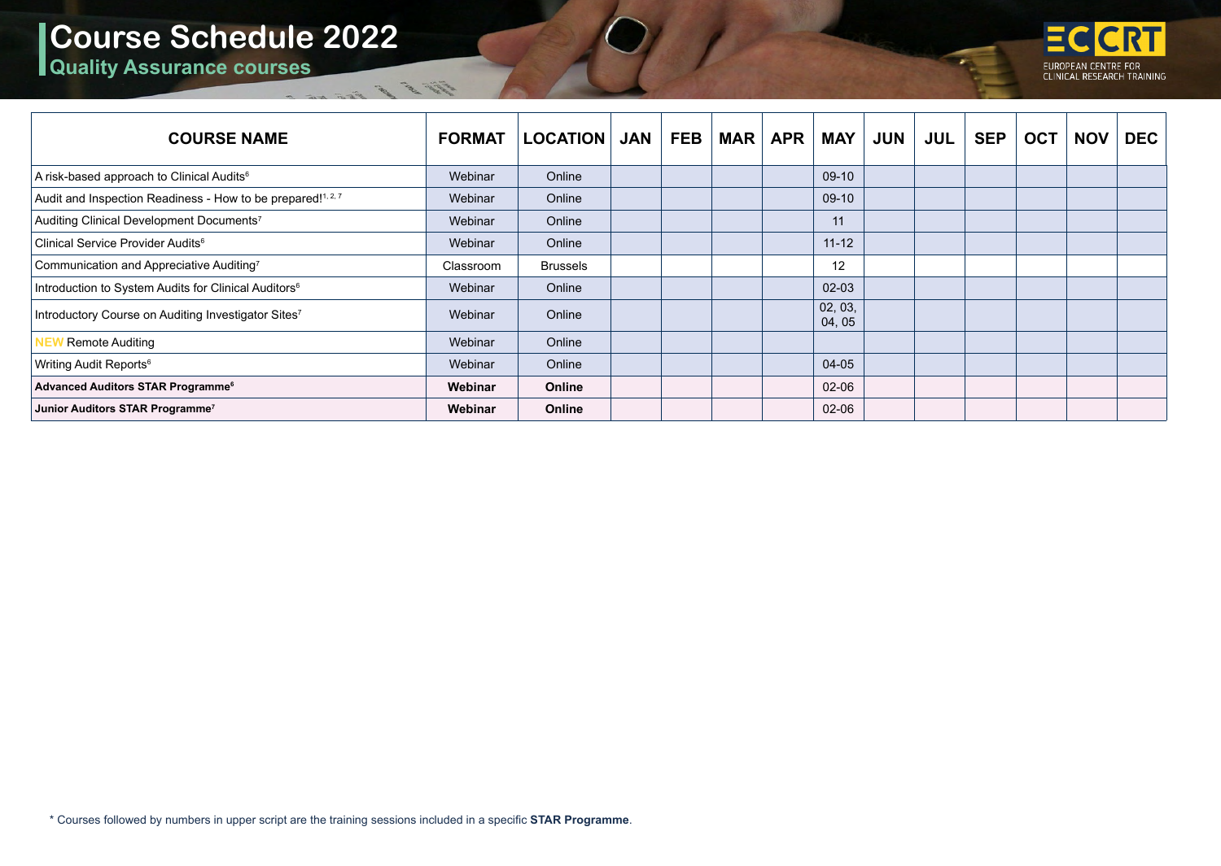# Course Schedule 2022

## Quality Assurance courses

EUROPEAN CENTRE FOR CLINICAL RESEARCH TRAINING

| COURSE NAME | FORMAT | LOCATION | JAN | FEB | MAR | APR | MAY | JUN | JUL | SEP | OCT | NOV | DEC |
|---|---|---|---|---|---|---|---|---|---|---|---|---|---|
| A risk-based approach to Clinical Audits[6] | Webinar | Online | | | | | 09-10 | | | | | | |
| Audit and Inspection Readiness - How to be prepared![1, 2, 7] | Webinar | Online | | | | | 09-10 | | | | | | |
| Auditing Clinical Development Documents[7] | Webinar | Online | | | | | 11 | | | | | | |
| Clinical Service Provider Audits[6] | Webinar | Online | | | | | 11-12 | | | | | | |
| Communication and Appreciative Auditing[7] | Classroom | Brussels | | | | | 12 | | | | | | |
| Introduction to System Audits for Clinical Auditors[6] | Webinar | Online | | | | | 02-03 | | | | | | |
| Introductory Course on Auditing Investigator Sites[7] | Webinar | Online | | | | | 02, 03, 04, 05 | | | | | | |
| NEW Remote Auditing | Webinar | Online | | | | | | | | | | | |
| Writing Audit Reports[6] | Webinar | Online | | | | | 04-05 | | | | | | |
| **Advanced Auditors STAR Programme[6]** | **Webinar** | **Online** | | | | | 02-06 | | | | | | |
| **Junior Auditors STAR Programme[7]** | **Webinar** | **Online** | | | | | 02-06 | | | | | | |

* Courses followed by numbers in upper script are the training sessions included in a specific **STAR Programme**.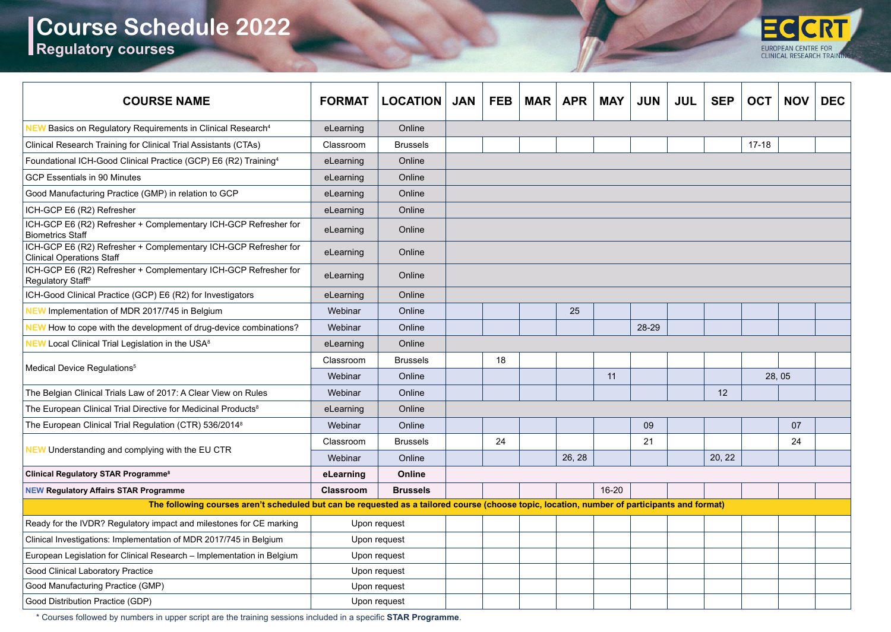# Course Schedule 2022

## Regulatory courses

| COURSE NAME | FORMAT | LOCATION | JAN | FEB | MAR | APR | MAY | JUN | JUL | SEP | OCT | NOV | DEC |
|---|---|---|---|---|---|---|---|---|---|---|---|---|---|
| NEW Basics on Regulatory Requirements in Clinical Research[4] | eLearning | Online | | | | | | | | | | | |
| Clinical Research Training for Clinical Trial Assistants (CTAs) | Classroom | Brussels | | | | | | | | | 17-18 | | |
| Foundational ICH-Good Clinical Practice (GCP) E6 (R2) Training[4] | eLearning | Online | | | | | | | | | | | |
| GCP Essentials in 90 Minutes | eLearning | Online | | | | | | | | | | | |
| Good Manufacturing Practice (GMP) in relation to GCP | eLearning | Online | | | | | | | | | | | |
| ICH-GCP E6 (R2) Refresher | eLearning | Online | | | | | | | | | | | |
| ICH-GCP E6 (R2) Refresher + Complementary ICH-GCP Refresher for Biometrics Staff | eLearning | Online | | | | | | | | | | | |
| ICH-GCP E6 (R2) Refresher + Complementary ICH-GCP Refresher for Clinical Operations Staff | eLearning | Online | | | | | | | | | | | |
| ICH-GCP E6 (R2) Refresher + Complementary ICH-GCP Refresher for Regulatory Staff[8] | eLearning | Online | | | | | | | | | | | |
| ICH-Good Clinical Practice (GCP) E6 (R2) for Investigators | eLearning | Online | | | | | | | | | | | |
| NEW Implementation of MDR 2017/745 in Belgium | Webinar | Online | | | | 25 | | | | | | | |
| NEW How to cope with the development of drug-device combinations? | Webinar | Online | | | | | | 28-29 | | | | | |
| NEW Local Clinical Trial Legislation in the USA[8] | eLearning | Online | | | | | | | | | | | |
| Medical Device Regulations[5] | Classroom | Brussels | | 18 | | | | | | | | | |
| | Webinar | Online | | | | | 11 | | | | 28 | 05 | |
| The Belgian Clinical Trials Law of 2017: A Clear View on Rules | Webinar | Online | | | | | | | | 12 | | | |
| The European Clinical Trial Directive for Medicinal Products[8] | eLearning | Online | | | | | | | | | | | |
| The European Clinical Trial Regulation (CTR) 536/2014[8] | Webinar | Online | | | | | | 09 | | | | 07 | |
| NEW Understanding and complying with the EU CTR | Classroom | Brussels | | 24 | | | | 21 | | | | 24 | |
| | Webinar | Online | | | | 26, 28 | | | | 20, 22 | | | |
| **Clinical Regulatory STAR Programme[8]** | **eLearning** | **Online** | | | | | | | | | | | |
| **NEW Regulatory Affairs STAR Programme** | **Classroom** | **Brussels** | | | | | 16-20 | | | | | | |
| **The following courses aren't scheduled but can be requested as a tailored course (choose topic, location, number of participants and format)** | | | | | | | | | | | | | |
| Ready for the IVDR? Regulatory impact and milestones for CE marking | Upon request | | | | | | | | | | | | |
| Clinical Investigations: Implementation of MDR 2017/745 in Belgium | Upon request | | | | | | | | | | | | |
| European Legislation for Clinical Research – Implementation in Belgium | Upon request | | | | | | | | | | | | |
| Good Clinical Laboratory Practice | Upon request | | | | | | | | | | | | |
| Good Manufacturing Practice (GMP) | Upon request | | | | | | | | | | | | |
| Good Distribution Practice (GDP) | Upon request | | | | | | | | | | | | |

\* Courses followed by numbers in upper script are the training sessions included in a specific **STAR Programme**.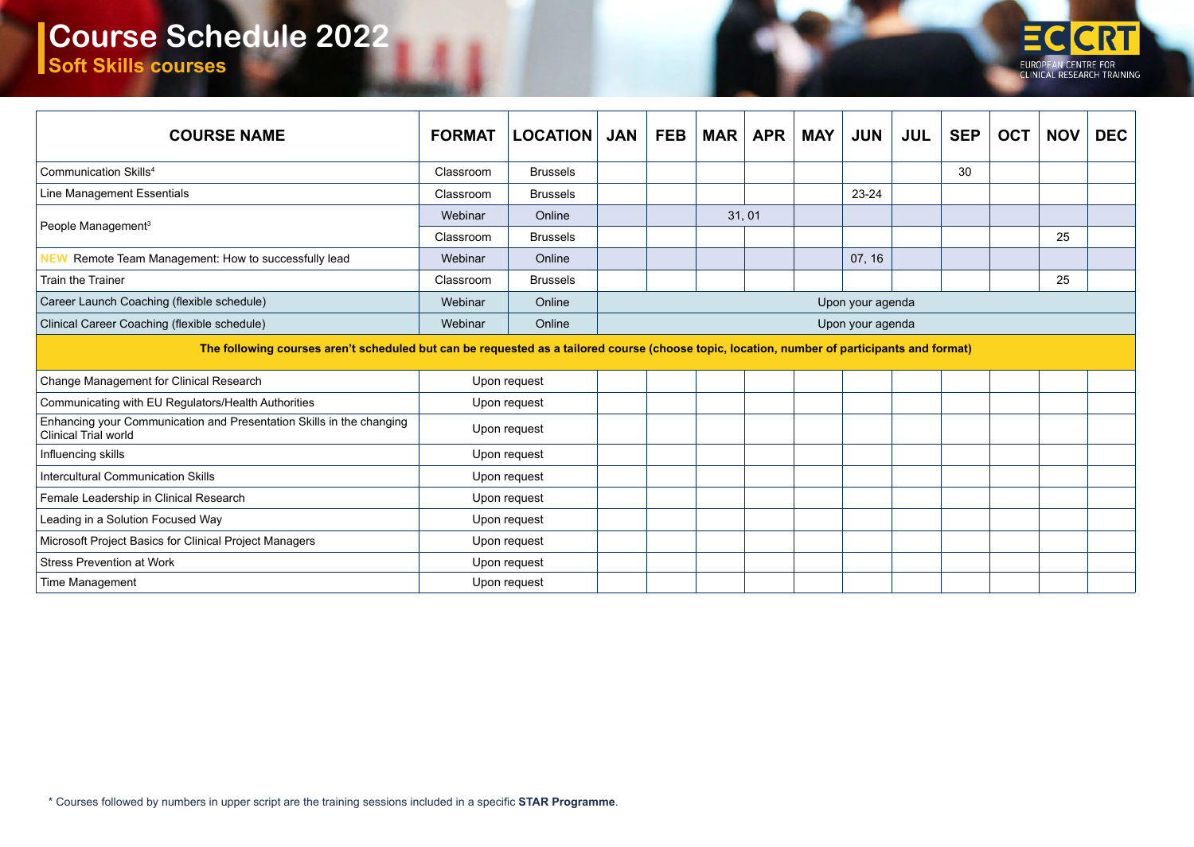# Course Schedule 2022

## Soft Skills courses

ECCRT EUROPEAN CENTRE FOR CLINICAL RESEARCH TRAINING

| COURSE NAME | FORMAT | LOCATION | JAN | FEB | MAR | APR | MAY | JUN | JUL | SEP | OCT | NOV | DEC |
|---|---|---|---|---|---|---|---|---|---|---|---|---|---|
| Communication Skills[4] | Classroom | Brussels | | | | | | | | 30 | | | |
| Line Management Essentials | Classroom | Brussels | | | | | | 23-24 | | | | | |
| People Management[3] | Webinar | Online | | | 31, 01 | | | | | | | | |
| | Classroom | Brussels | | | | | | | | | | 25 | |
| NEW Remote Team Management: How to successfully lead | Webinar | Online | | | | | | 07, 16 | | | | | |
| Train the Trainer | Classroom | Brussels | | | | | | | | | | 25 | |
| Career Launch Coaching (flexible schedule) | Webinar | Online | Upon your agenda | | | | | | | | | | |
| Clinical Career Coaching (flexible schedule) | Webinar | Online | Upon your agenda | | | | | | | | | | |
| **The following courses aren't scheduled but can be requested as a tailored course (choose topic, location, number of participants and format)** | | | | | | | | | | | | | |
| Change Management for Clinical Research | Upon request | | | | | | | | | | | | |
| Communicating with EU Regulators/Health Authorities | Upon request | | | | | | | | | | | | |
| Enhancing your Communication and Presentation Skills in the changing Clinical Trial world | Upon request | | | | | | | | | | | | |
| Influencing skills | Upon request | | | | | | | | | | | | |
| Intercultural Communication Skills | Upon request | | | | | | | | | | | | |
| Female Leadership in Clinical Research | Upon request | | | | | | | | | | | | |
| Leading in a Solution Focused Way | Upon request | | | | | | | | | | | | |
| Microsoft Project Basics for Clinical Project Managers | Upon request | | | | | | | | | | | | |
| Stress Prevention at Work | Upon request | | | | | | | | | | | | |
| Time Management | Upon request | | | | | | | | | | | | |

* Courses followed by numbers in upper script are the training sessions included in a specific **STAR Programme**.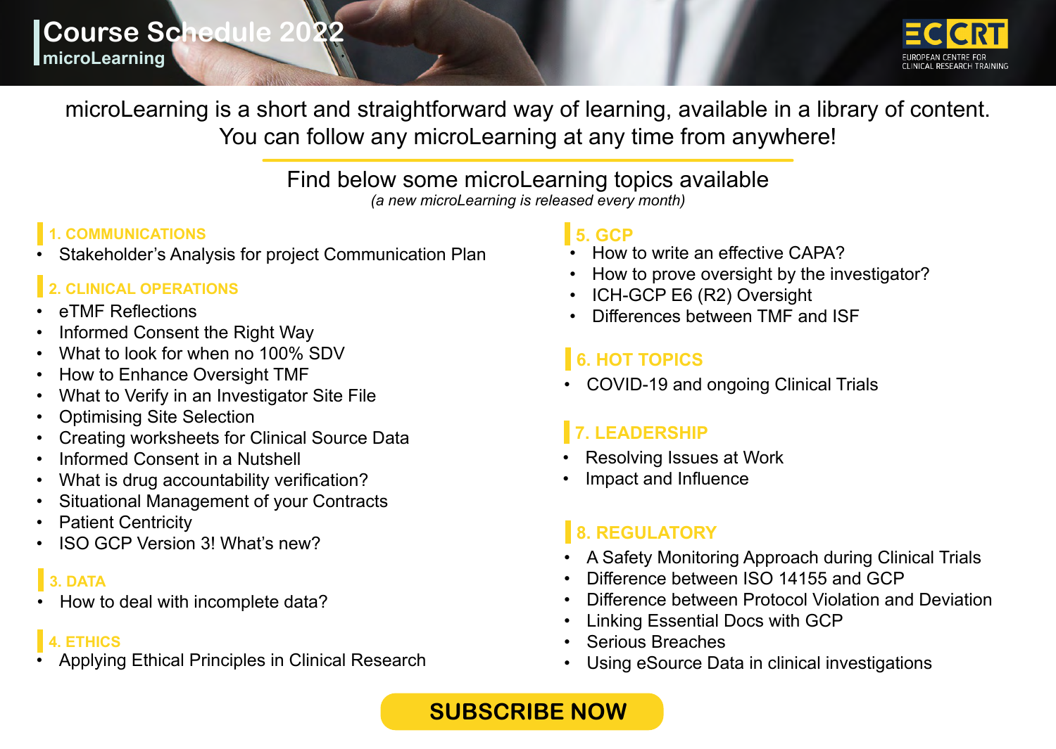# Course Schedule 2022

**microLearning**

ECCRT EUROPEAN CENTRE FOR CLINICAL RESEARCH TRAINING

microLearning is a short and straightforward way of learning, available in a library of content. You can follow any microLearning at any time from anywhere!

## Find below some microLearning topics available

*(a new microLearning is released every month)*

### 1. COMMUNICATIONS

- Stakeholder's Analysis for project Communication Plan

### 2. CLINICAL OPERATIONS

- eTMF Reflections
- Informed Consent the Right Way
- What to look for when no 100% SDV
- How to Enhance Oversight TMF
- What to Verify in an Investigator Site File
- Optimising Site Selection
- Creating worksheets for Clinical Source Data
- Informed Consent in a Nutshell
- What is drug accountability verification?
- Situational Management of your Contracts
- Patient Centricity
- ISO GCP Version 3! What's new?

### 3. DATA

- How to deal with incomplete data?

### 4. ETHICS

- Applying Ethical Principles in Clinical Research

### 5. GCP

- How to write an effective CAPA?
- How to prove oversight by the investigator?
- ICH-GCP E6 (R2) Oversight
- Differences between TMF and ISF

### 6. HOT TOPICS

- COVID-19 and ongoing Clinical Trials

### 7. LEADERSHIP

- Resolving Issues at Work
- Impact and Influence

### 8. REGULATORY

- A Safety Monitoring Approach during Clinical Trials
- Difference between ISO 14155 and GCP
- Difference between Protocol Violation and Deviation
- Linking Essential Docs with GCP
- Serious Breaches
- Using eSource Data in clinical investigations

**SUBSCRIBE NOW**